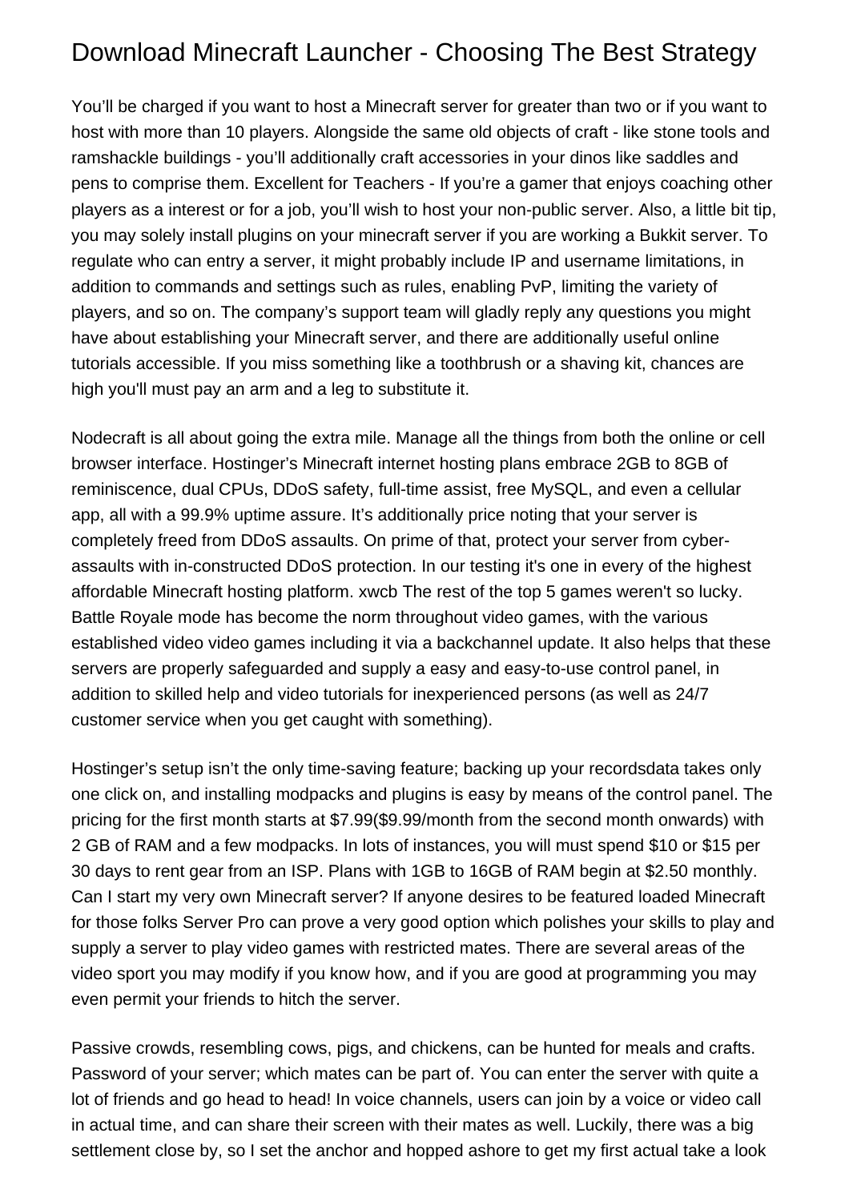# Download Minecraft Launcher - Choosing The Best Strategy

You'll be charged if you want to host a Minecraft server for greater than two or if you want to host with more than 10 players. Alongside the same old objects of craft - like stone tools and ramshackle buildings - you'll additionally craft accessories in your dinos like saddles and pens to comprise them. Excellent for Teachers - If you're a gamer that enjoys coaching other players as a interest or for a job, you'll wish to host your non-public server. Also, a little bit tip, you may solely install plugins on your minecraft server if you are working a Bukkit server. To regulate who can entry a server, it might probably include IP and username limitations, in addition to commands and settings such as rules, enabling PvP, limiting the variety of players, and so on. The company's support team will gladly reply any questions you might have about establishing your Minecraft server, and there are additionally useful online tutorials accessible. If you miss something like a toothbrush or a shaving kit, chances are high you'll must pay an arm and a leg to substitute it.

Nodecraft is all about going the extra mile. Manage all the things from both the online or cell browser interface. Hostinger's Minecraft internet hosting plans embrace 2GB to 8GB of reminiscence, dual CPUs, DDoS safety, full-time assist, free MySQL, and even a cellular app, all with a 99.9% uptime assure. It's additionally price noting that your server is completely freed from DDoS assaults. On prime of that, protect your server from cyber-assaults with in-constructed DDoS protection. In our testing it's one in every of the highest affordable Minecraft hosting platform. xwcb The rest of the top 5 games weren't so lucky. Battle Royale mode has become the norm throughout video games, with the various established video video games including it via a backchannel update. It also helps that these servers are properly safeguarded and supply a easy and easy-to-use control panel, in addition to skilled help and video tutorials for inexperienced persons (as well as 24/7 customer service when you get caught with something).

Hostinger's setup isn't the only time-saving feature; backing up your recordsdata takes only one click on, and installing modpacks and plugins is easy by means of the control panel. The pricing for the first month starts at $7.99($9.99/month from the second month onwards) with 2 GB of RAM and a few modpacks. In lots of instances, you will must spend $10 or $15 per 30 days to rent gear from an ISP. Plans with 1GB to 16GB of RAM begin at $2.50 monthly. Can I start my very own Minecraft server? If anyone desires to be featured loaded Minecraft for those folks Server Pro can prove a very good option which polishes your skills to play and supply a server to play video games with restricted mates. There are several areas of the video sport you may modify if you know how, and if you are good at programming you may even permit your friends to hitch the server.

Passive crowds, resembling cows, pigs, and chickens, can be hunted for meals and crafts. Password of your server; which mates can be part of. You can enter the server with quite a lot of friends and go head to head! In voice channels, users can join by a voice or video call in actual time, and can share their screen with their mates as well. Luckily, there was a big settlement close by, so I set the anchor and hopped ashore to get my first actual take a look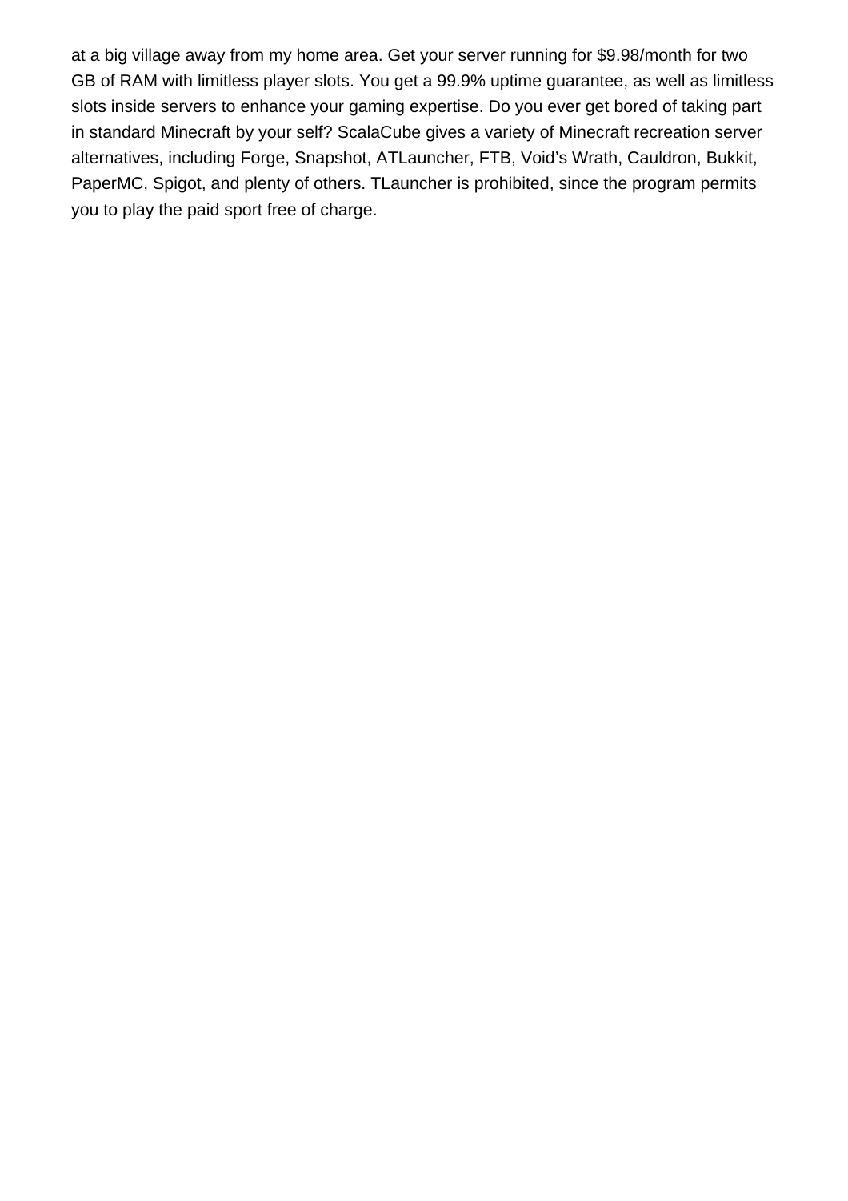at a big village away from my home area. Get your server running for $9.98/month for two GB of RAM with limitless player slots. You get a 99.9% uptime guarantee, as well as limitless slots inside servers to enhance your gaming expertise. Do you ever get bored of taking part in standard Minecraft by your self? ScalaCube gives a variety of Minecraft recreation server alternatives, including Forge, Snapshot, ATLauncher, FTB, Void's Wrath, Cauldron, Bukkit, PaperMC, Spigot, and plenty of others. TLauncher is prohibited, since the program permits you to play the paid sport free of charge.